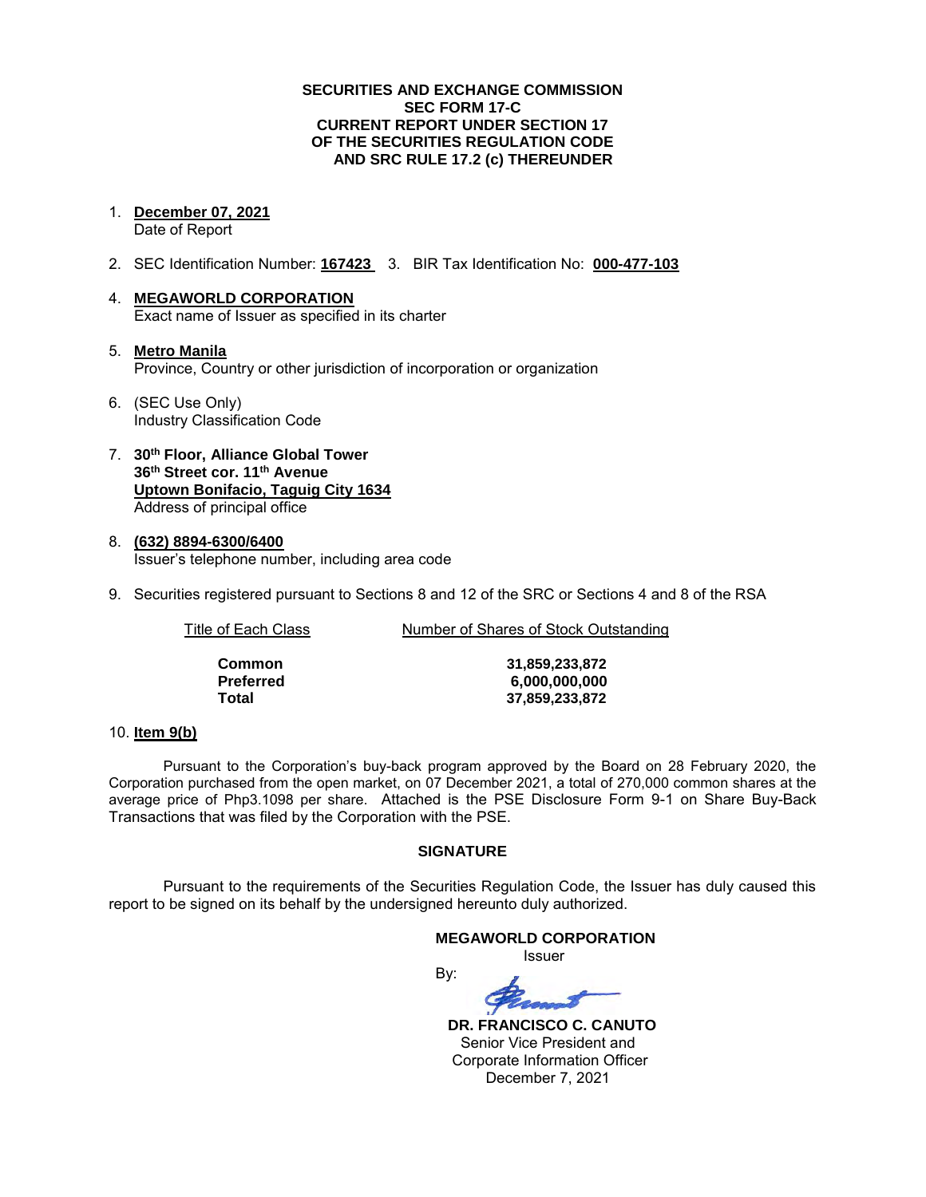**SECURITIES AND EXCHANGE COMMISSION**
**SEC FORM 17-C**
**CURRENT REPORT UNDER SECTION 17**
**OF THE SECURITIES REGULATION CODE**
**AND SRC RULE 17.2 (c) THEREUNDER**

1. **December 07, 2021**
   Date of Report

2. SEC Identification Number: **167423** 3. BIR Tax Identification No: **000-477-103**

4. **MEGAWORLD CORPORATION**
   Exact name of Issuer as specified in its charter

5. **Metro Manila**
   Province, Country or other jurisdiction of incorporation or organization

6. (SEC Use Only)
   Industry Classification Code

7. **30th Floor, Alliance Global Tower**
   **36th Street cor. 11th Avenue**
   **Uptown Bonifacio, Taguig City 1634**
   Address of principal office

8. **(632) 8894-6300/6400**
   Issuer's telephone number, including area code

9. Securities registered pursuant to Sections 8 and 12 of the SRC or Sections 4 and 8 of the RSA

| Title of Each Class | Number of Shares of Stock Outstanding |
|---|---|
| **Common** | **31,859,233,872** |
| **Preferred** | **6,000,000,000** |
| **Total** | **37,859,233,872** |

10. **Item 9(b)**

Pursuant to the Corporation's buy-back program approved by the Board on 28 February 2020, the Corporation purchased from the open market, on 07 December 2021, a total of 270,000 common shares at the average price of Php3.1098 per share. Attached is the PSE Disclosure Form 9-1 on Share Buy-Back Transactions that was filed by the Corporation with the PSE.

**SIGNATURE**

Pursuant to the requirements of the Securities Regulation Code, the Issuer has duly caused this report to be signed on its behalf by the undersigned hereunto duly authorized.

**MEGAWORLD CORPORATION**
Issuer

By:

**DR. FRANCISCO C. CANUTO**
Senior Vice President and
Corporate Information Officer
December 7, 2021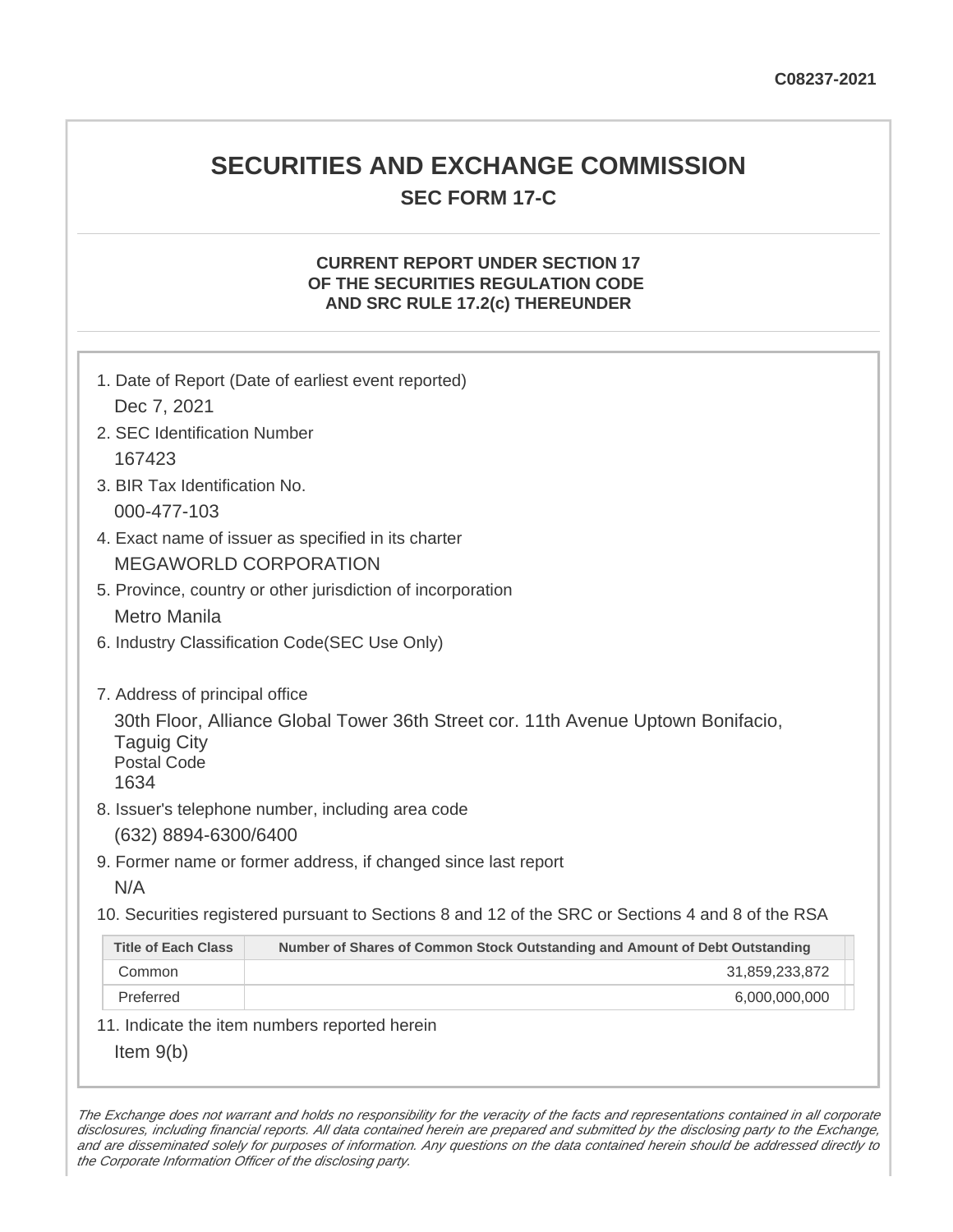C08237-2021

# SECURITIES AND EXCHANGE COMMISSION

## SEC FORM 17-C

### CURRENT REPORT UNDER SECTION 17 OF THE SECURITIES REGULATION CODE AND SRC RULE 17.2(c) THEREUNDER

1. Date of Report (Date of earliest event reported)
   Dec 7, 2021
2. SEC Identification Number
   167423
3. BIR Tax Identification No.
   000-477-103
4. Exact name of issuer as specified in its charter
   MEGAWORLD CORPORATION
5. Province, country or other jurisdiction of incorporation
   Metro Manila
6. Industry Classification Code(SEC Use Only)

7. Address of principal office
   30th Floor, Alliance Global Tower 36th Street cor. 11th Avenue Uptown Bonifacio, Taguig City
   Postal Code
   1634
8. Issuer's telephone number, including area code
   (632) 8894-6300/6400
9. Former name or former address, if changed since last report
   N/A
10. Securities registered pursuant to Sections 8 and 12 of the SRC or Sections 4 and 8 of the RSA

| Title of Each Class | Number of Shares of Common Stock Outstanding and Amount of Debt Outstanding |
|---|---|
| Common | 31,859,233,872 |
| Preferred | 6,000,000,000 |

11. Indicate the item numbers reported herein
    Item 9(b)

*The Exchange does not warrant and holds no responsibility for the veracity of the facts and representations contained in all corporate disclosures, including financial reports. All data contained herein are prepared and submitted by the disclosing party to the Exchange, and are disseminated solely for purposes of information. Any questions on the data contained herein should be addressed directly to the Corporate Information Officer of the disclosing party.*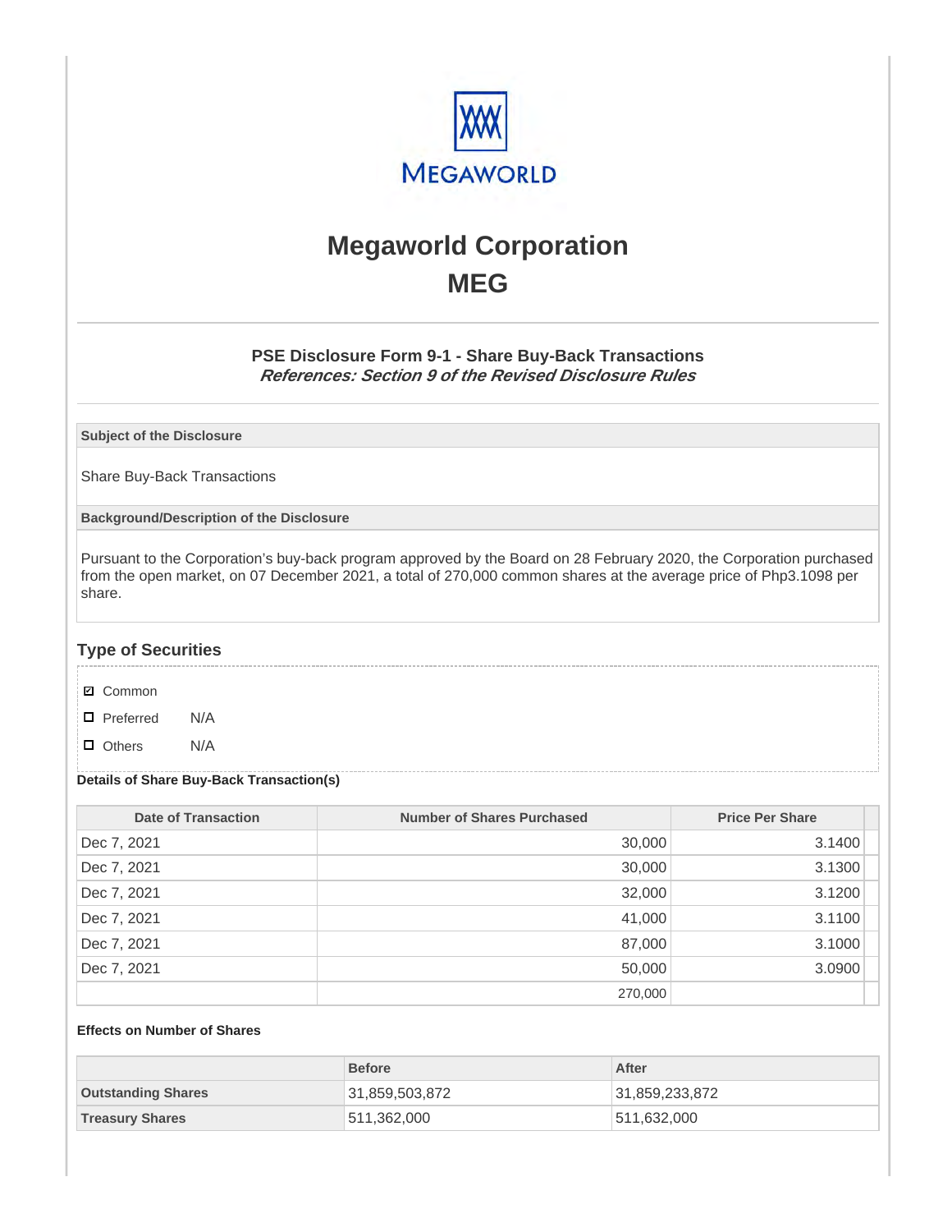# Megaworld Corporation
# MEG

### PSE Disclosure Form 9-1 - Share Buy-Back Transactions
***References: Section 9 of the Revised Disclosure Rules***

**Subject of the Disclosure**

Share Buy-Back Transactions

**Background/Description of the Disclosure**

Pursuant to the Corporation's buy-back program approved by the Board on 28 February 2020, the Corporation purchased from the open market, on 07 December 2021, a total of 270,000 common shares at the average price of Php3.1098 per share.

## Type of Securities

- ☑ Common
- ☐ Preferred N/A
- ☐ Others N/A

**Details of Share Buy-Back Transaction(s)**

| Date of Transaction | Number of Shares Purchased | Price Per Share |
|---|---|---|
| Dec 7, 2021 | 30,000 | 3.1400 |
| Dec 7, 2021 | 30,000 | 3.1300 |
| Dec 7, 2021 | 32,000 | 3.1200 |
| Dec 7, 2021 | 41,000 | 3.1100 |
| Dec 7, 2021 | 87,000 | 3.1000 |
| Dec 7, 2021 | 50,000 | 3.0900 |
| | 270,000 | |

**Effects on Number of Shares**

| | Before | After |
|---|---|---|
| **Outstanding Shares** | 31,859,503,872 | 31,859,233,872 |
| **Treasury Shares** | 511,362,000 | 511,632,000 |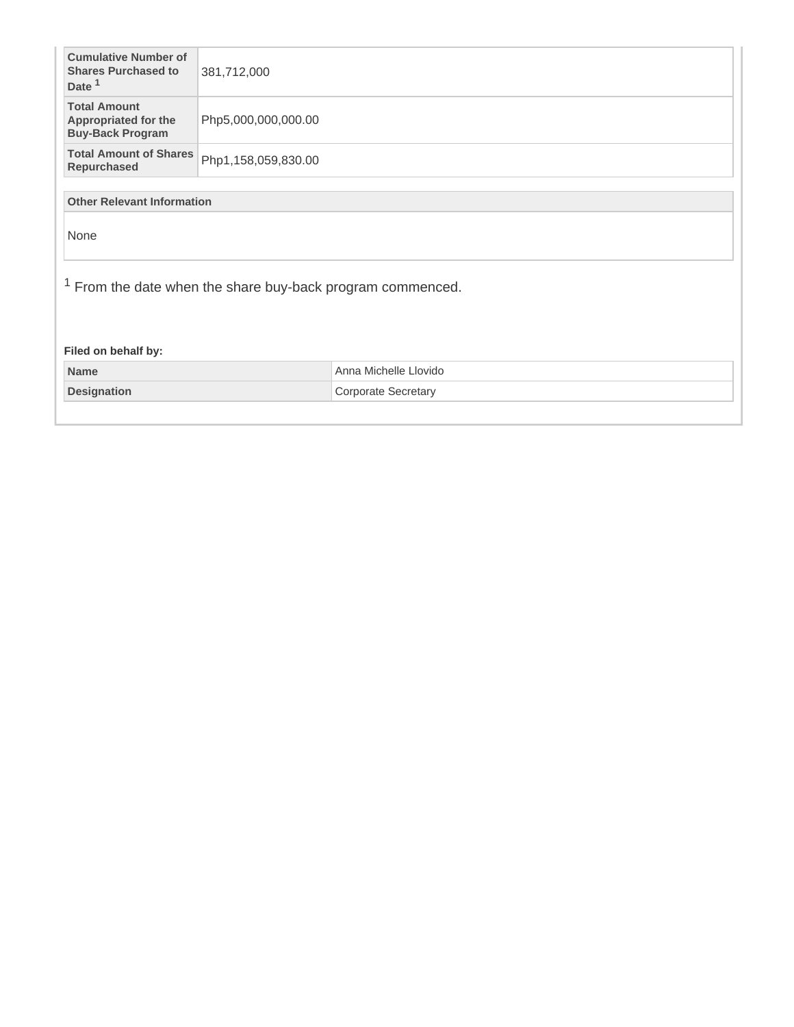| | |
|---|---|
| **Cumulative Number of Shares Purchased to Date** [1] | 381,712,000 |
| **Total Amount Appropriated for the Buy-Back Program** | Php5,000,000,000.00 |
| **Total Amount of Shares Repurchased** | Php1,158,059,830.00 |

| **Other Relevant Information** |
|---|
| None |

[1] From the date when the share buy-back program commenced.

**Filed on behalf by:**

| | |
|---|---|
| **Name** | Anna Michelle Llovido |
| **Designation** | Corporate Secretary |